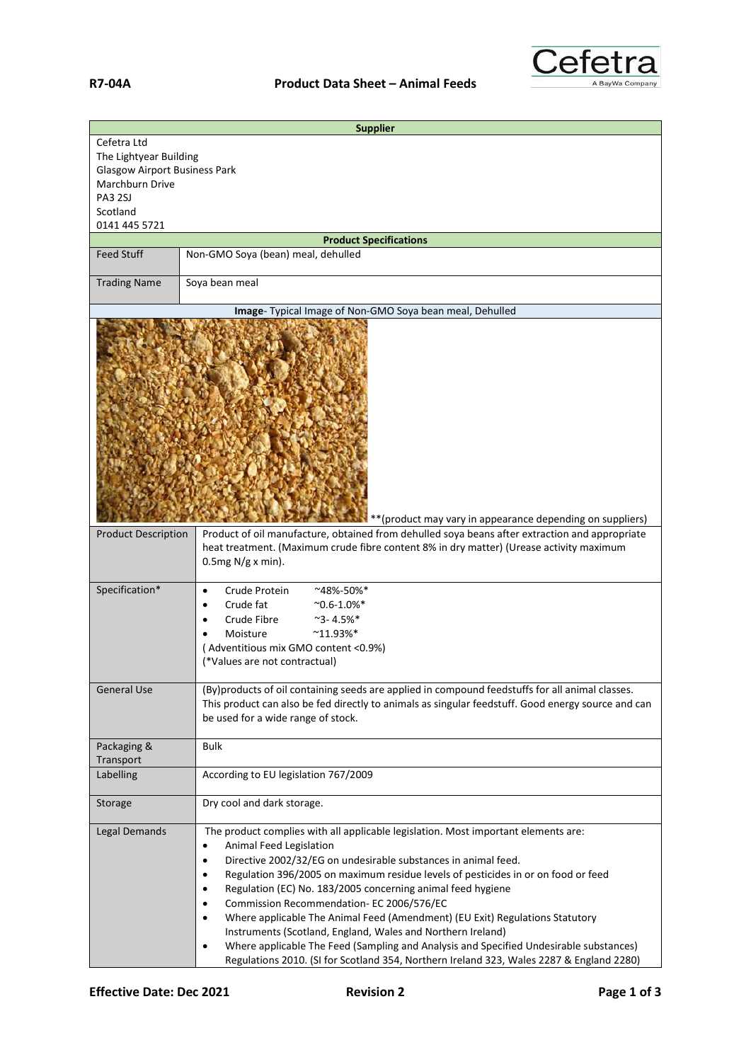**R7-04A** **Product Data Sheet – Animal Feeds**

| **Supplier** | |
|---|---|
| Cefetra Ltd<br>The Lightyear Building<br>Glasgow Airport Business Park<br>Marchburn Drive<br>PA3 2SJ<br>Scotland<br>0141 445 5721 | |
| **Product Specifications** | |
| Feed Stuff | Non-GMO Soya (bean) meal, dehulled |
| Trading Name | Soya bean meal |
| **Image**- Typical Image of Non-GMO Soya bean meal, Dehulled | |
| **(product may vary in appearance depending on suppliers) | |
| Product Description | Product of oil manufacture, obtained from dehulled soya beans after extraction and appropriate heat treatment. (Maximum crude fibre content 8% in dry matter) (Urease activity maximum 0.5mg N/g x min). |
| Specification* | • Crude Protein ~48%-50%*<br>• Crude fat ~0.6-1.0%*<br>• Crude Fibre ~3- 4.5%*<br>• Moisture ~11.93%*<br>( Adventitious mix GMO content <0.9%)<br>(*Values are not contractual) |
| General Use | (By)products of oil containing seeds are applied in compound feedstuffs for all animal classes. This product can also be fed directly to animals as singular feedstuff. Good energy source and can be used for a wide range of stock. |
| Packaging & Transport | Bulk |
| Labelling | According to EU legislation 767/2009 |
| Storage | Dry cool and dark storage. |
| Legal Demands | The product complies with all applicable legislation. Most important elements are:<br>• Animal Feed Legislation<br>• Directive 2002/32/EG on undesirable substances in animal feed.<br>• Regulation 396/2005 on maximum residue levels of pesticides in or on food or feed<br>• Regulation (EC) No. 183/2005 concerning animal feed hygiene<br>• Commission Recommendation- EC 2006/576/EC<br>• Where applicable The Animal Feed (Amendment) (EU Exit) Regulations Statutory Instruments (Scotland, England, Wales and Northern Ireland)<br>• Where applicable The Feed (Sampling and Analysis and Specified Undesirable substances) Regulations 2010. (SI for Scotland 354, Northern Ireland 323, Wales 2287 & England 2280) |

**Effective Date: Dec 2021** **Revision 2**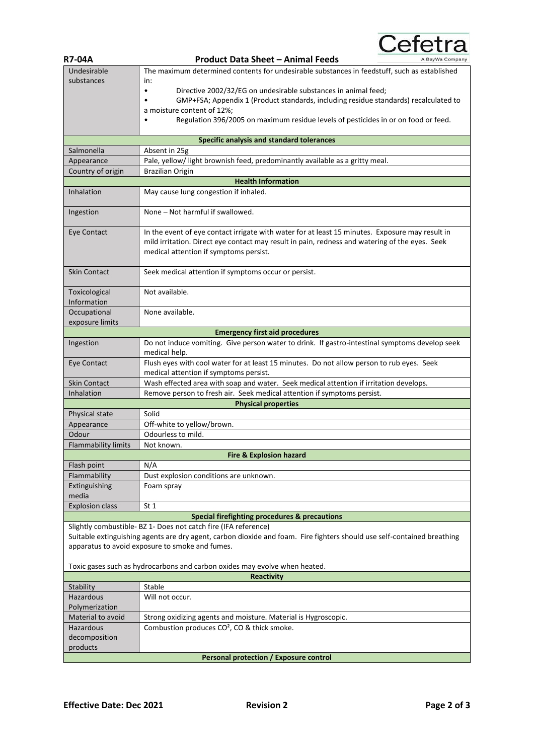| | |
|---|---|
| Undesirable substances | The maximum determined contents for undesirable substances in feedstuff, such as established in:<br>• Directive 2002/32/EG on undesirable substances in animal feed;<br>• GMP+FSA; Appendix 1 (Product standards, including residue standards) recalculated to a moisture content of 12%;<br>• Regulation 396/2005 on maximum residue levels of pesticides in or on food or feed. |
| **Specific analysis and standard tolerances** | |
| Salmonella | Absent in 25g |
| Appearance | Pale, yellow/ light brownish feed, predominantly available as a gritty meal. |
| Country of origin | Brazilian Origin |
| **Health Information** | |
| Inhalation | May cause lung congestion if inhaled. |
| Ingestion | None – Not harmful if swallowed. |
| Eye Contact | In the event of eye contact irrigate with water for at least 15 minutes. Exposure may result in mild irritation. Direct eye contact may result in pain, redness and watering of the eyes. Seek medical attention if symptoms persist. |
| Skin Contact | Seek medical attention if symptoms occur or persist. |
| Toxicological Information | Not available. |
| Occupational exposure limits | None available. |
| **Emergency first aid procedures** | |
| Ingestion | Do not induce vomiting. Give person water to drink. If gastro-intestinal symptoms develop seek medical help. |
| Eye Contact | Flush eyes with cool water for at least 15 minutes. Do not allow person to rub eyes. Seek medical attention if symptoms persist. |
| Skin Contact | Wash effected area with soap and water. Seek medical attention if irritation develops. |
| Inhalation | Remove person to fresh air. Seek medical attention if symptoms persist. |
| **Physical properties** | |
| Physical state | Solid |
| Appearance | Off-white to yellow/brown. |
| Odour | Odourless to mild. |
| Flammability limits | Not known. |
| **Fire & Explosion hazard** | |
| Flash point | N/A |
| Flammability | Dust explosion conditions are unknown. |
| Extinguishing media | Foam spray |
| Explosion class | St 1 |
| **Special firefighting procedures & precautions** | |

Slightly combustible- BZ 1- Does not catch fire (IFA reference)

Suitable extinguishing agents are dry agent, carbon dioxide and foam. Fire fighters should use self-contained breathing apparatus to avoid exposure to smoke and fumes.

Toxic gases such as hydrocarbons and carbon oxides may evolve when heated.

| | |
|---|---|
| **Reactivity** | |
| Stability | Stable |
| Hazardous Polymerization | Will not occur. |
| Material to avoid | Strong oxidizing agents and moisture. Material is Hygroscopic. |
| Hazardous decomposition products | Combustion produces $CO^2$, CO & thick smoke. |
| **Personal protection / Exposure control** | |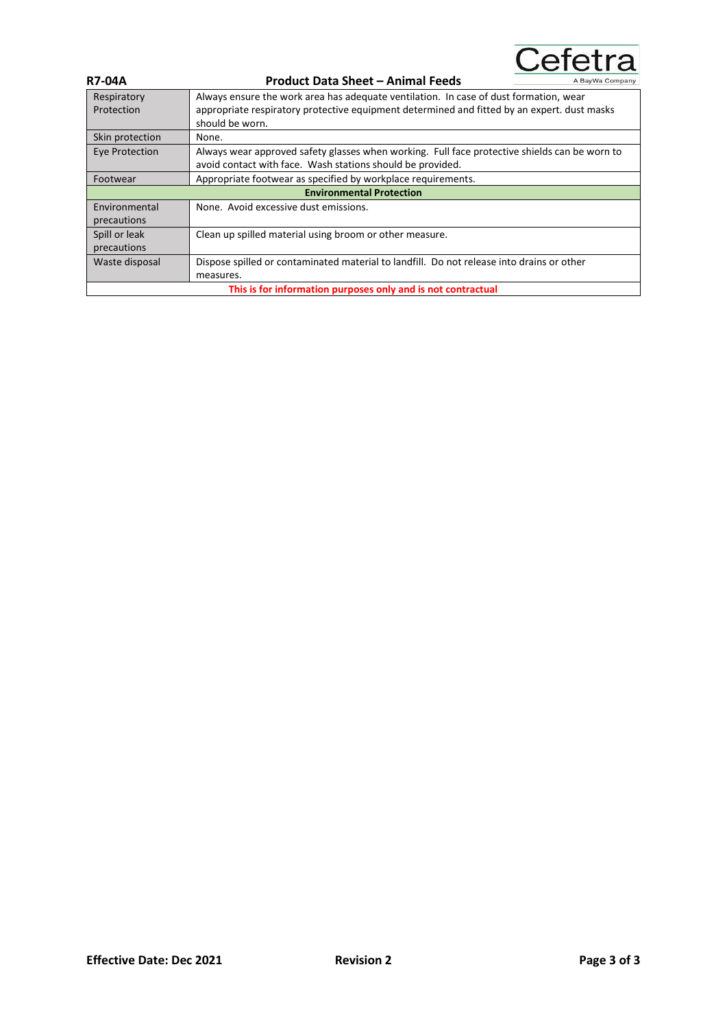| | |
|---|---|
| Respiratory Protection | Always ensure the work area has adequate ventilation. In case of dust formation, wear appropriate respiratory protective equipment determined and fitted by an expert. dust masks should be worn. |
| Skin protection | None. |
| Eye Protection | Always wear approved safety glasses when working. Full face protective shields can be worn to avoid contact with face. Wash stations should be provided. |
| Footwear | Appropriate footwear as specified by workplace requirements. |
| **Environmental Protection** | |
| Environmental precautions | None. Avoid excessive dust emissions. |
| Spill or leak precautions | Clean up spilled material using broom or other measure. |
| Waste disposal | Dispose spilled or contaminated material to landfill. Do not release into drains or other measures. |
| **This is for information purposes only and is not contractual** | |